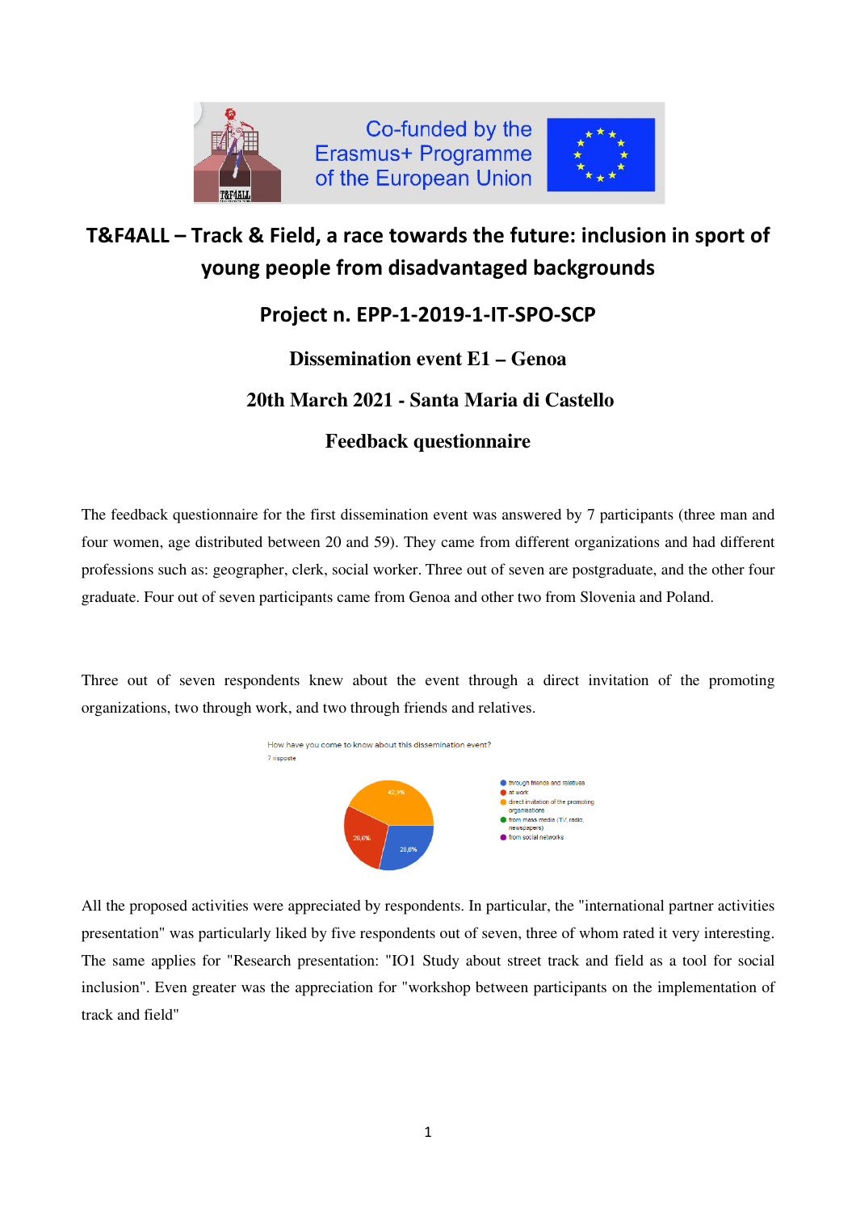# T&F4ALL – Track & Field, a race towards the future: inclusion in sport of young people from disadvantaged backgrounds

## Project n. EPP-1-2019-1-IT-SPO-SCP

### Dissemination event E1 – Genoa

### 20th March 2021 - Santa Maria di Castello

### Feedback questionnaire

The feedback questionnaire for the first dissemination event was answered by 7 participants (three man and four women, age distributed between 20 and 59). They came from different organizations and had different professions such as: geographer, clerk, social worker. Three out of seven are postgraduate, and the other four graduate. Four out of seven participants came from Genoa and other two from Slovenia and Poland.

Three out of seven respondents knew about the event through a direct invitation of the promoting organizations, two through work, and two through friends and relatives.

How have you come to know about this dissemination event?
7 risposte

- through friends and relatives: 28,6%
- at work: 28,6%
- direct invitation of the promoting organizations: 42,9%
- from mass media (TV, radio, newspapers)
- from social networks

All the proposed activities were appreciated by respondents. In particular, the "international partner activities presentation" was particularly liked by five respondents out of seven, three of whom rated it very interesting. The same applies for "Research presentation: "IO1 Study about street track and field as a tool for social inclusion". Even greater was the appreciation for "workshop between participants on the implementation of track and field"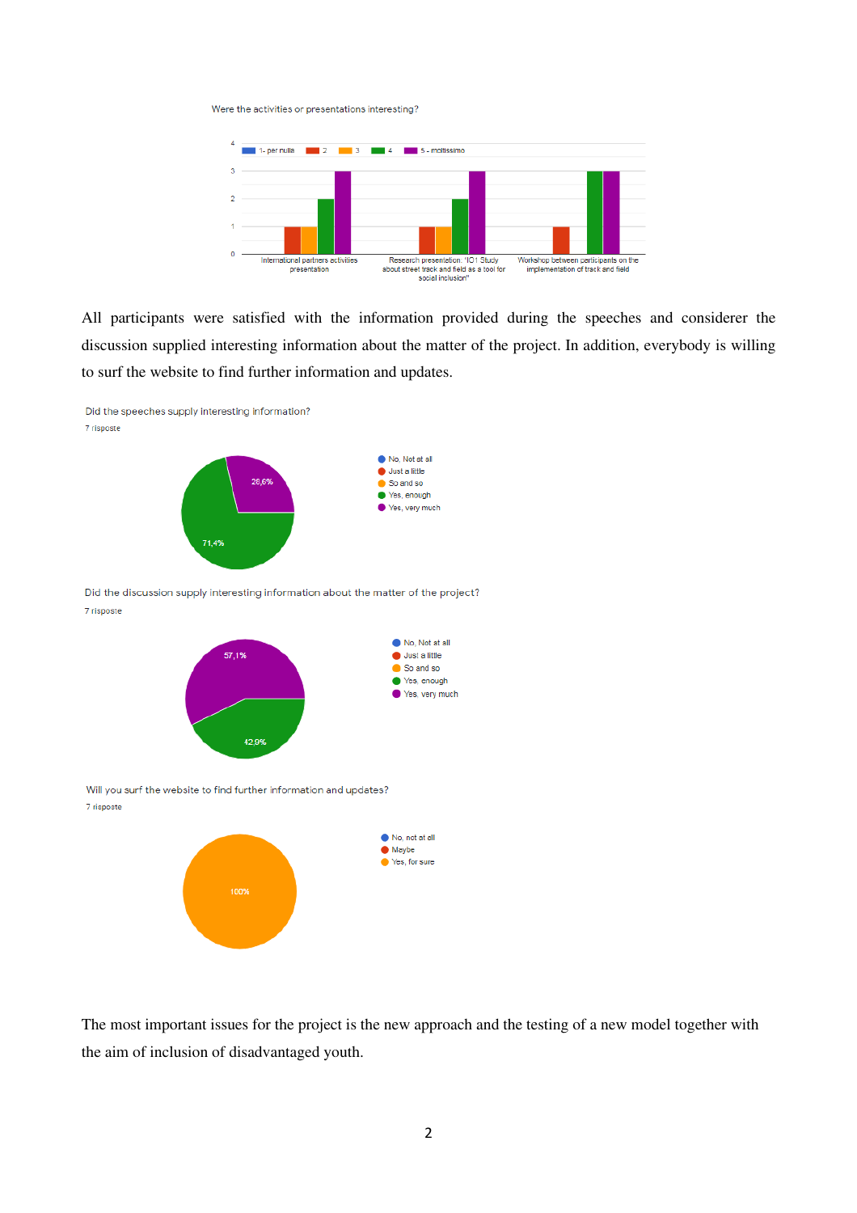Were the activities or presentations interesting?

| | 1- per nulla | 2 | 3 | 4 | 5 - moltissimo |
|---|---|---|---|---|---|
| International partners activities presentation | 0 | 1 | 1 | 2 | 3 |
| Research presentation: "IO1 Study about street track and field as a tool for social inclusion" | 0 | 1 | 1 | 2 | 3 |
| Workshop between participants on the implementation of track and field | 0 | 1 | 0 | 3 | 3 |

All participants were satisfied with the information provided during the speeches and considerer the discussion supplied interesting information about the matter of the project. In addition, everybody is willing to surf the website to find further information and updates.

Did the speeches supply interesting information?

7 risposte

- No, Not at all
- Just a little
- So and so
- Yes, enough: 71,4%
- Yes, very much: 28,6%

Did the discussion supply interesting information about the matter of the project?

7 risposte

- No, Not at all
- Just a little
- So and so
- Yes, enough: 42,9%
- Yes, very much: 57,1%

Will you surf the website to find further information and updates?

7 risposte

- No, not at all
- Maybe
- Yes, for sure: 100%

The most important issues for the project is the new approach and the testing of a new model together with the aim of inclusion of disadvantaged youth.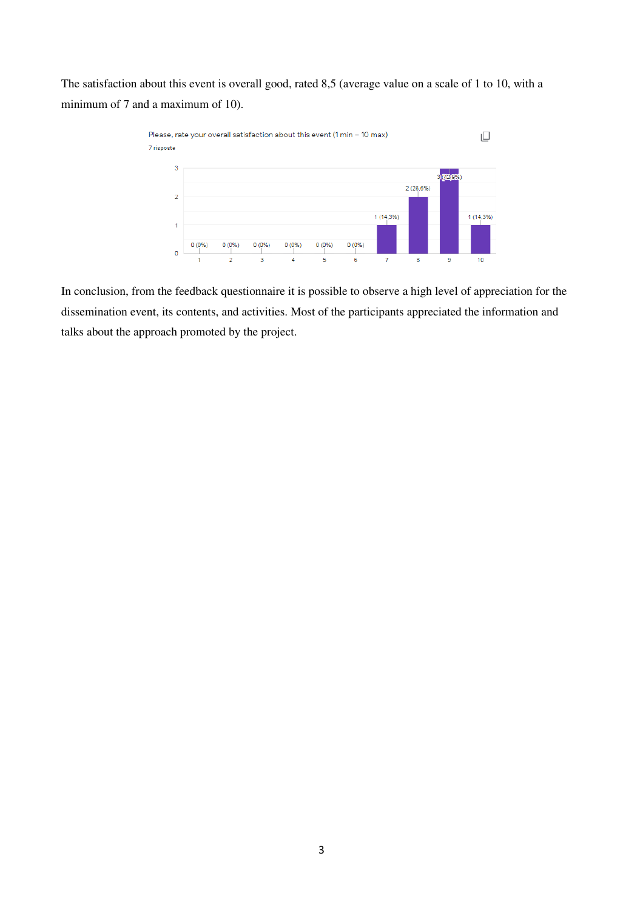The satisfaction about this event is overall good, rated 8,5 (average value on a scale of 1 to 10, with a minimum of 7 and a maximum of 10).

Please, rate your overall satisfaction about this event (1 min – 10 max)

7 risposte

3
2
1
0

0 (0%) 0 (0%) 0 (0%) 0 (0%) 0 (0%) 0 (0%) 1 (14,3%) 2 (28,6%) 3 (42,9%) 1 (14,3%)

1 2 3 4 5 6 7 8 9 10

In conclusion, from the feedback questionnaire it is possible to observe a high level of appreciation for the dissemination event, its contents, and activities. Most of the participants appreciated the information and talks about the approach promoted by the project.